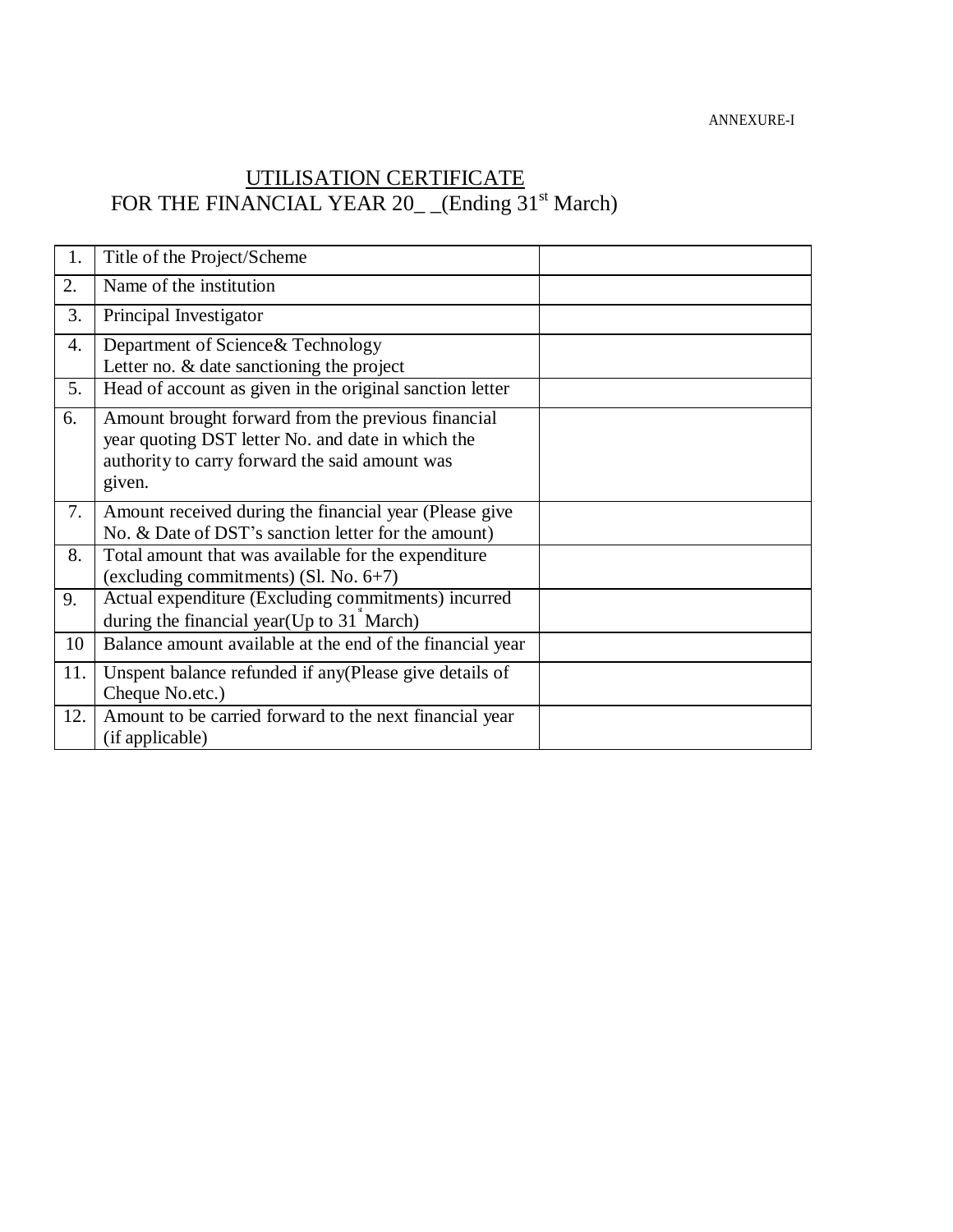ANNEXURE-I

# UTILISATION CERTIFICATE
## FOR THE FINANCIAL YEAR 20_ _(Ending 31st March)

| | | |
|---|---|---|
| 1. | Title of the Project/Scheme | |
| 2. | Name of the institution | |
| 3. | Principal Investigator | |
| 4. | Department of Science& Technology Letter no. & date sanctioning the project | |
| 5. | Head of account as given in the original sanction letter | |
| 6. | Amount brought forward from the previous financial year quoting DST letter No. and date in which the authority to carry forward the said amount was given. | |
| 7. | Amount received during the financial year (Please give No. & Date of DST's sanction letter for the amount) | |
| 8. | Total amount that was available for the expenditure (excluding commitments) (Sl. No. 6+7) | |
| 9. | Actual expenditure (Excluding commitments) incurred during the financial year(Up to 31st March) | |
| 10 | Balance amount available at the end of the financial year | |
| 11. | Unspent balance refunded if any(Please give details of Cheque No.etc.) | |
| 12. | Amount to be carried forward to the next financial year (if applicable) | |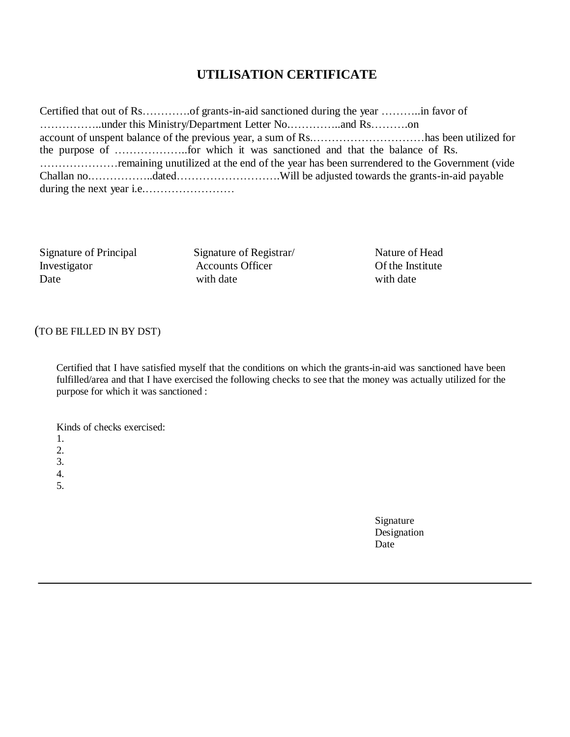# UTILISATION CERTIFICATE

Certified that out of Rs………….of grants-in-aid sanctioned during the year ………..in favor of ……………..under this Ministry/Department Letter No…………..and Rs……….on account of unspent balance of the previous year, a sum of Rs.…………………………has been utilized for the purpose of ………………..for which it was sanctioned and that the balance of Rs. …………………remaining unutilized at the end of the year has been surrendered to the Government (vide Challan no……………..dated……………………….Will be adjusted towards the grants-in-aid payable during the next year i.e.……………………

| | | |
|---|---|---|
| Signature of Principal Investigator<br>Date | Signature of Registrar/ Accounts Officer<br>with date | Nature of Head Of the Institute<br>with date |

(TO BE FILLED IN BY DST)

Certified that I have satisfied myself that the conditions on which the grants-in-aid was sanctioned have been fulfilled/area and that I have exercised the following checks to see that the money was actually utilized for the purpose for which it was sanctioned :

Kinds of checks exercised:

1.
2.
3.
4.
5.

Signature
Designation
Date

---